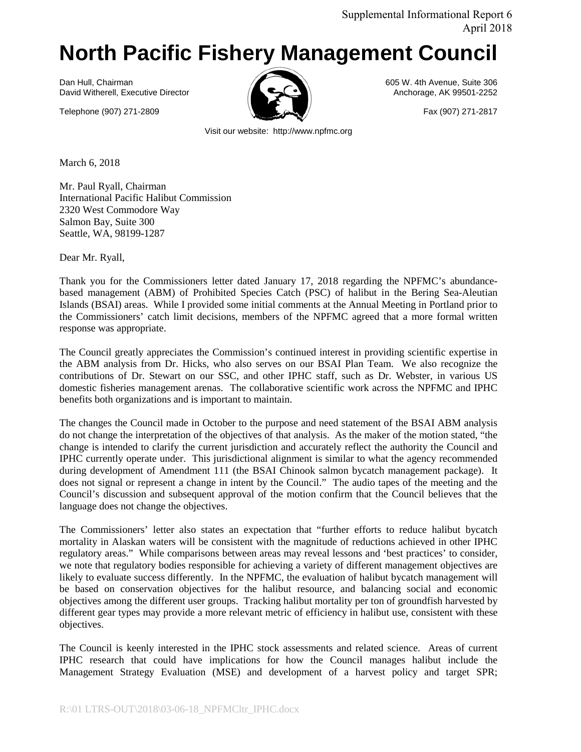Supplemental Informational Report 6
April 2018

# North Pacific Fishery Management Council

Dan Hull, Chairman
David Witherell, Executive Director

605 W. 4th Avenue, Suite 306
Anchorage, AK 99501-2252

Telephone (907) 271-2809

Fax (907) 271-2817

Visit our website: http://www.npfmc.org

March 6, 2018

Mr. Paul Ryall, Chairman
International Pacific Halibut Commission
2320 West Commodore Way
Salmon Bay, Suite 300
Seattle, WA, 98199-1287

Dear Mr. Ryall,

Thank you for the Commissioners letter dated January 17, 2018 regarding the NPFMC's abundance-based management (ABM) of Prohibited Species Catch (PSC) of halibut in the Bering Sea-Aleutian Islands (BSAI) areas. While I provided some initial comments at the Annual Meeting in Portland prior to the Commissioners' catch limit decisions, members of the NPFMC agreed that a more formal written response was appropriate.

The Council greatly appreciates the Commission's continued interest in providing scientific expertise in the ABM analysis from Dr. Hicks, who also serves on our BSAI Plan Team. We also recognize the contributions of Dr. Stewart on our SSC, and other IPHC staff, such as Dr. Webster, in various US domestic fisheries management arenas. The collaborative scientific work across the NPFMC and IPHC benefits both organizations and is important to maintain.

The changes the Council made in October to the purpose and need statement of the BSAI ABM analysis do not change the interpretation of the objectives of that analysis. As the maker of the motion stated, "the change is intended to clarify the current jurisdiction and accurately reflect the authority the Council and IPHC currently operate under. This jurisdictional alignment is similar to what the agency recommended during development of Amendment 111 (the BSAI Chinook salmon bycatch management package). It does not signal or represent a change in intent by the Council." The audio tapes of the meeting and the Council's discussion and subsequent approval of the motion confirm that the Council believes that the language does not change the objectives.

The Commissioners' letter also states an expectation that "further efforts to reduce halibut bycatch mortality in Alaskan waters will be consistent with the magnitude of reductions achieved in other IPHC regulatory areas." While comparisons between areas may reveal lessons and 'best practices' to consider, we note that regulatory bodies responsible for achieving a variety of different management objectives are likely to evaluate success differently. In the NPFMC, the evaluation of halibut bycatch management will be based on conservation objectives for the halibut resource, and balancing social and economic objectives among the different user groups. Tracking halibut mortality per ton of groundfish harvested by different gear types may provide a more relevant metric of efficiency in halibut use, consistent with these objectives.

The Council is keenly interested in the IPHC stock assessments and related science. Areas of current IPHC research that could have implications for how the Council manages halibut include the Management Strategy Evaluation (MSE) and development of a harvest policy and target SPR;

R:\01 LTRS-OUT\2018\03-06-18_NPFMCltr_IPHC.docx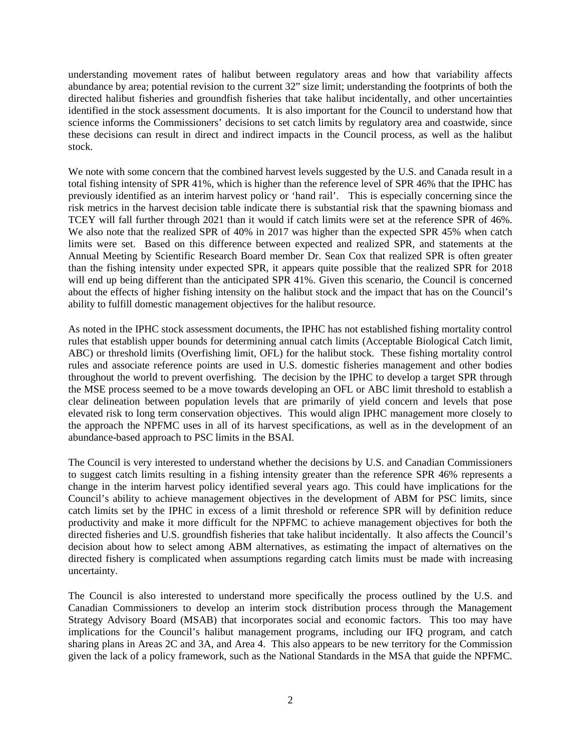understanding movement rates of halibut between regulatory areas and how that variability affects abundance by area; potential revision to the current 32" size limit; understanding the footprints of both the directed halibut fisheries and groundfish fisheries that take halibut incidentally, and other uncertainties identified in the stock assessment documents. It is also important for the Council to understand how that science informs the Commissioners' decisions to set catch limits by regulatory area and coastwide, since these decisions can result in direct and indirect impacts in the Council process, as well as the halibut stock.

We note with some concern that the combined harvest levels suggested by the U.S. and Canada result in a total fishing intensity of SPR 41%, which is higher than the reference level of SPR 46% that the IPHC has previously identified as an interim harvest policy or 'hand rail'. This is especially concerning since the risk metrics in the harvest decision table indicate there is substantial risk that the spawning biomass and TCEY will fall further through 2021 than it would if catch limits were set at the reference SPR of 46%. We also note that the realized SPR of 40% in 2017 was higher than the expected SPR 45% when catch limits were set. Based on this difference between expected and realized SPR, and statements at the Annual Meeting by Scientific Research Board member Dr. Sean Cox that realized SPR is often greater than the fishing intensity under expected SPR, it appears quite possible that the realized SPR for 2018 will end up being different than the anticipated SPR 41%. Given this scenario, the Council is concerned about the effects of higher fishing intensity on the halibut stock and the impact that has on the Council's ability to fulfill domestic management objectives for the halibut resource.

As noted in the IPHC stock assessment documents, the IPHC has not established fishing mortality control rules that establish upper bounds for determining annual catch limits (Acceptable Biological Catch limit, ABC) or threshold limits (Overfishing limit, OFL) for the halibut stock. These fishing mortality control rules and associate reference points are used in U.S. domestic fisheries management and other bodies throughout the world to prevent overfishing. The decision by the IPHC to develop a target SPR through the MSE process seemed to be a move towards developing an OFL or ABC limit threshold to establish a clear delineation between population levels that are primarily of yield concern and levels that pose elevated risk to long term conservation objectives. This would align IPHC management more closely to the approach the NPFMC uses in all of its harvest specifications, as well as in the development of an abundance-based approach to PSC limits in the BSAI.

The Council is very interested to understand whether the decisions by U.S. and Canadian Commissioners to suggest catch limits resulting in a fishing intensity greater than the reference SPR 46% represents a change in the interim harvest policy identified several years ago. This could have implications for the Council's ability to achieve management objectives in the development of ABM for PSC limits, since catch limits set by the IPHC in excess of a limit threshold or reference SPR will by definition reduce productivity and make it more difficult for the NPFMC to achieve management objectives for both the directed fisheries and U.S. groundfish fisheries that take halibut incidentally. It also affects the Council's decision about how to select among ABM alternatives, as estimating the impact of alternatives on the directed fishery is complicated when assumptions regarding catch limits must be made with increasing uncertainty.

The Council is also interested to understand more specifically the process outlined by the U.S. and Canadian Commissioners to develop an interim stock distribution process through the Management Strategy Advisory Board (MSAB) that incorporates social and economic factors. This too may have implications for the Council's halibut management programs, including our IFQ program, and catch sharing plans in Areas 2C and 3A, and Area 4. This also appears to be new territory for the Commission given the lack of a policy framework, such as the National Standards in the MSA that guide the NPFMC.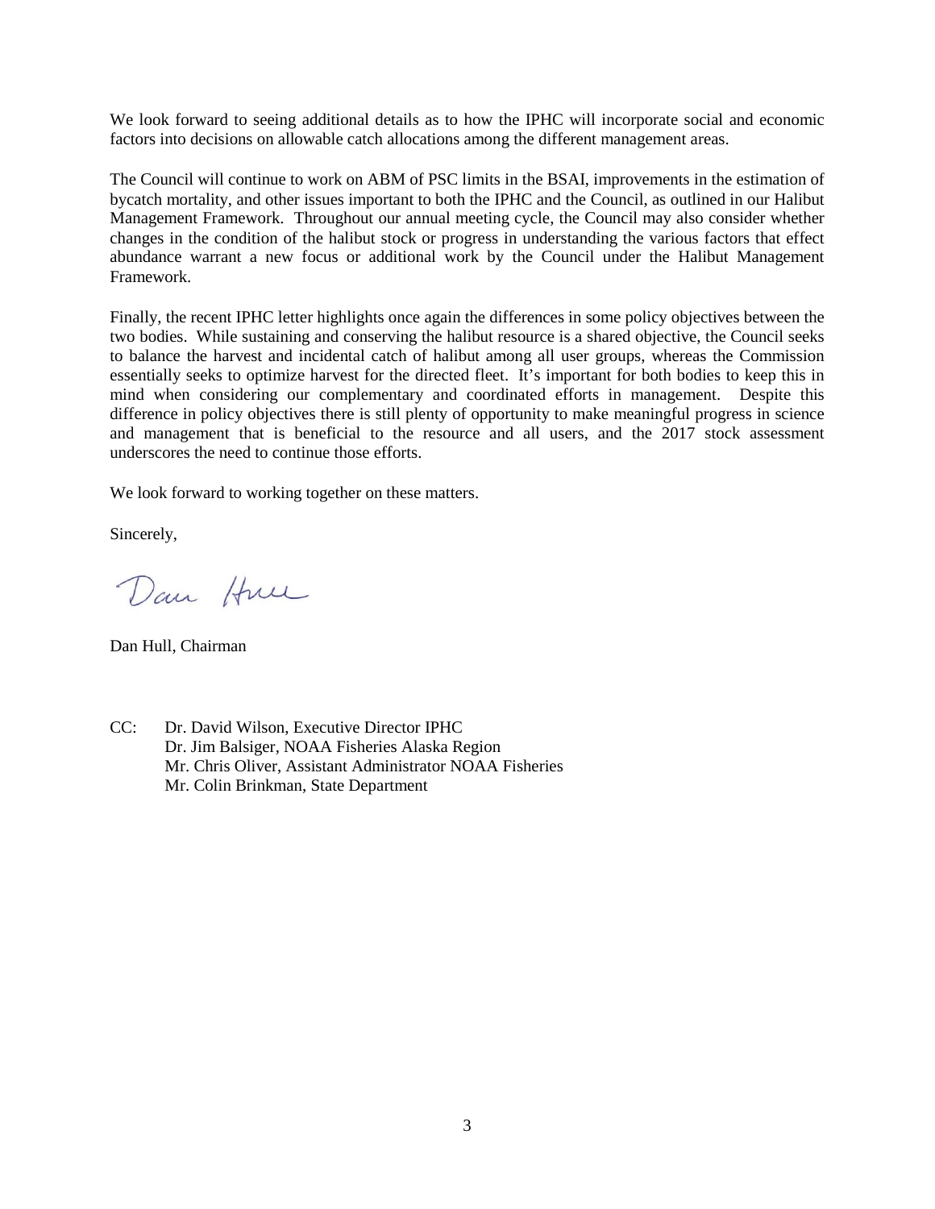We look forward to seeing additional details as to how the IPHC will incorporate social and economic factors into decisions on allowable catch allocations among the different management areas.

The Council will continue to work on ABM of PSC limits in the BSAI, improvements in the estimation of bycatch mortality, and other issues important to both the IPHC and the Council, as outlined in our Halibut Management Framework. Throughout our annual meeting cycle, the Council may also consider whether changes in the condition of the halibut stock or progress in understanding the various factors that effect abundance warrant a new focus or additional work by the Council under the Halibut Management Framework.

Finally, the recent IPHC letter highlights once again the differences in some policy objectives between the two bodies. While sustaining and conserving the halibut resource is a shared objective, the Council seeks to balance the harvest and incidental catch of halibut among all user groups, whereas the Commission essentially seeks to optimize harvest for the directed fleet. It's important for both bodies to keep this in mind when considering our complementary and coordinated efforts in management. Despite this difference in policy objectives there is still plenty of opportunity to make meaningful progress in science and management that is beneficial to the resource and all users, and the 2017 stock assessment underscores the need to continue those efforts.

We look forward to working together on these matters.

Sincerely,

Dan Hull, Chairman

CC: Dr. David Wilson, Executive Director IPHC
Dr. Jim Balsiger, NOAA Fisheries Alaska Region
Mr. Chris Oliver, Assistant Administrator NOAA Fisheries
Mr. Colin Brinkman, State Department